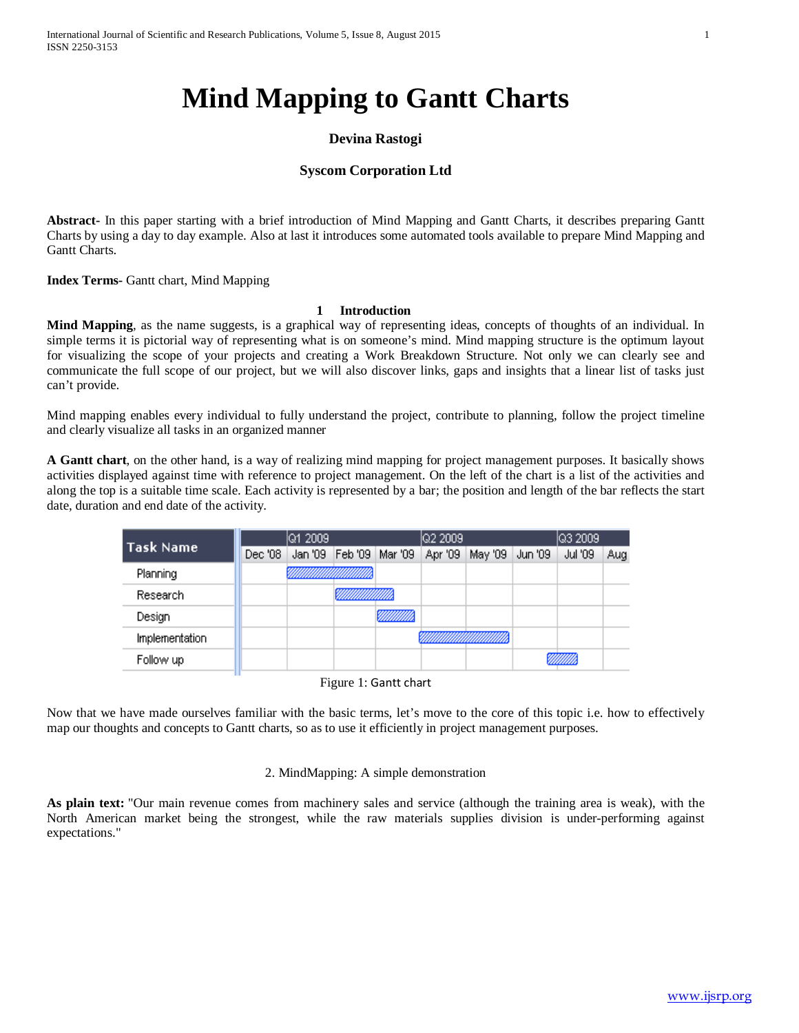# Mind Mapping to Gantt Charts

**Devina Rastogi**

**Syscom Corporation Ltd**

**Abstract-** In this paper starting with a brief introduction of Mind Mapping and Gantt Charts, it describes preparing Gantt Charts by using a day to day example. Also at last it introduces some automated tools available to prepare Mind Mapping and Gantt Charts.

**Index Terms-** Gantt chart, Mind Mapping

## 1 Introduction

**Mind Mapping**, as the name suggests, is a graphical way of representing ideas, concepts of thoughts of an individual. In simple terms it is pictorial way of representing what is on someone's mind. Mind mapping structure is the optimum layout for visualizing the scope of your projects and creating a Work Breakdown Structure. Not only we can clearly see and communicate the full scope of our project, but we will also discover links, gaps and insights that a linear list of tasks just can't provide.

Mind mapping enables every individual to fully understand the project, contribute to planning, follow the project timeline and clearly visualize all tasks in an organized manner

**A Gantt chart**, on the other hand, is a way of realizing mind mapping for project management purposes. It basically shows activities displayed against time with reference to project management. On the left of the chart is a list of the activities and along the top is a suitable time scale. Each activity is represented by a bar; the position and length of the bar reflects the start date, duration and end date of the activity.

| Task Name | Dec '08 | Jan '09 | Feb '09 | Mar '09 | Apr '09 | May '09 | Jun '09 | Jul '09 | Aug |
|---|---|---|---|---|---|---|---|---|---|
| Planning | | ▇ | ▇ | | | | | | |
| Research | | | ▇ | ▇ | | | | | |
| Design | | | | ▇ | | | | | |
| Implementation | | | | | ▇ | ▇ | | | |
| Follow up | | | | | | | | ▇ | |

Figure 1: Gantt chart

Now that we have made ourselves familiar with the basic terms, let's move to the core of this topic i.e. how to effectively map our thoughts and concepts to Gantt charts, so as to use it efficiently in project management purposes.

## 2. MindMapping: A simple demonstration

**As plain text:** "Our main revenue comes from machinery sales and service (although the training area is weak), with the North American market being the strongest, while the raw materials supplies division is under-performing against expectations."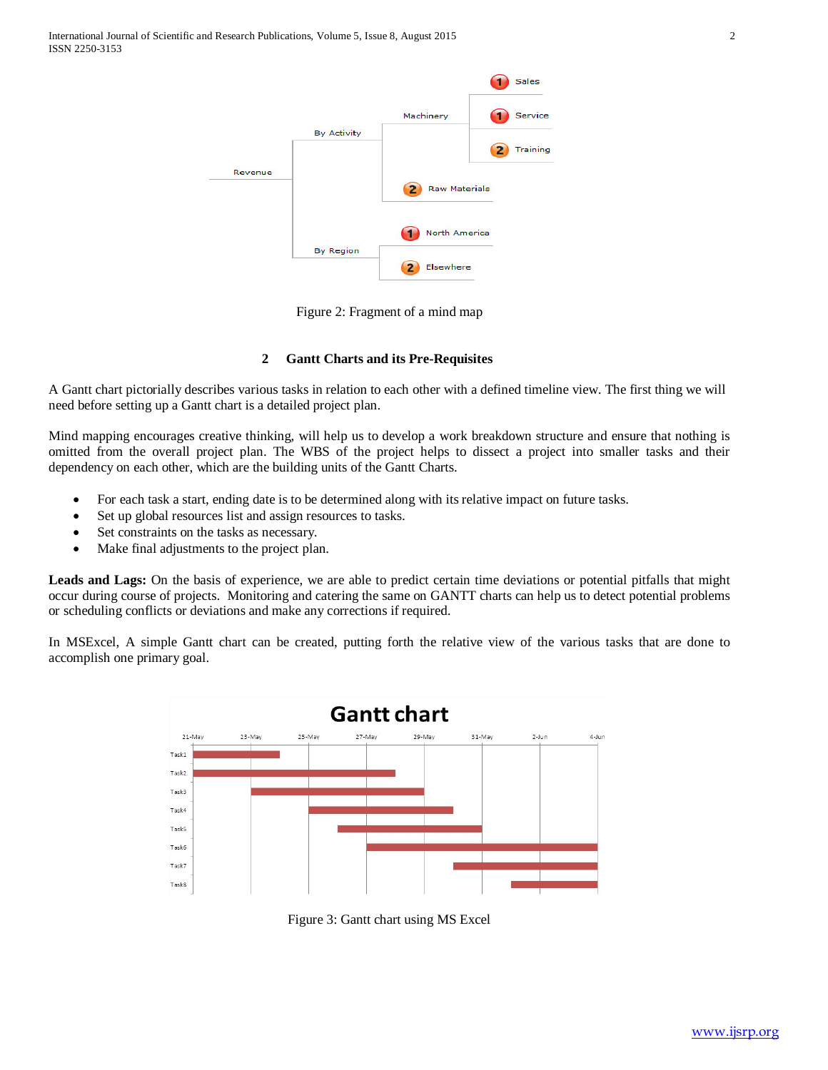Figure 2: Fragment of a mind map

## 2 Gantt Charts and its Pre-Requisites

A Gantt chart pictorially describes various tasks in relation to each other with a defined timeline view. The first thing we will need before setting up a Gantt chart is a detailed project plan.

Mind mapping encourages creative thinking, will help us to develop a work breakdown structure and ensure that nothing is omitted from the overall project plan. The WBS of the project helps to dissect a project into smaller tasks and their dependency on each other, which are the building units of the Gantt Charts.

- For each task a start, ending date is to be determined along with its relative impact on future tasks.
- Set up global resources list and assign resources to tasks.
- Set constraints on the tasks as necessary.
- Make final adjustments to the project plan.

**Leads and Lags:** On the basis of experience, we are able to predict certain time deviations or potential pitfalls that might occur during course of projects. Monitoring and catering the same on GANTT charts can help us to detect potential problems or scheduling conflicts or deviations and make any corrections if required.

In MSExcel, A simple Gantt chart can be created, putting forth the relative view of the various tasks that are done to accomplish one primary goal.

Figure 3: Gantt chart using MS Excel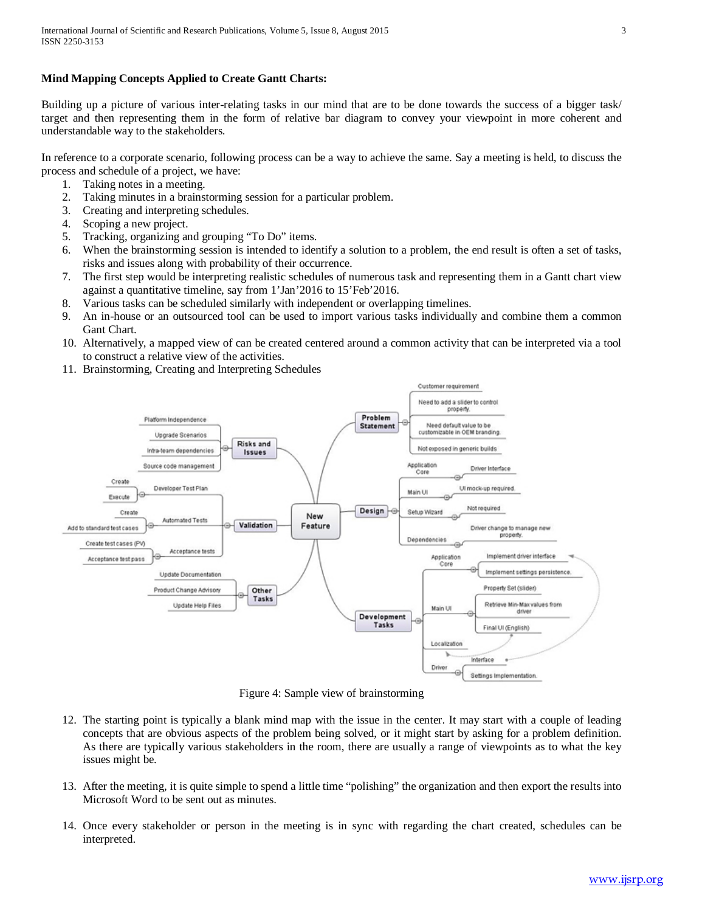**Mind Mapping Concepts Applied to Create Gantt Charts:**

Building up a picture of various inter-relating tasks in our mind that are to be done towards the success of a bigger task/ target and then representing them in the form of relative bar diagram to convey your viewpoint in more coherent and understandable way to the stakeholders.

In reference to a corporate scenario, following process can be a way to achieve the same. Say a meeting is held, to discuss the process and schedule of a project, we have:

1. Taking notes in a meeting.
2. Taking minutes in a brainstorming session for a particular problem.
3. Creating and interpreting schedules.
4. Scoping a new project.
5. Tracking, organizing and grouping "To Do" items.
6. When the brainstorming session is intended to identify a solution to a problem, the end result is often a set of tasks, risks and issues along with probability of their occurrence.
7. The first step would be interpreting realistic schedules of numerous task and representing them in a Gantt chart view against a quantitative timeline, say from 1'Jan'2016 to 15'Feb'2016.
8. Various tasks can be scheduled similarly with independent or overlapping timelines.
9. An in-house or an outsourced tool can be used to import various tasks individually and combine them a common Gant Chart.
10. Alternatively, a mapped view of can be created centered around a common activity that can be interpreted via a tool to construct a relative view of the activities.
11. Brainstorming, Creating and Interpreting Schedules

Figure 4: Sample view of brainstorming

12. The starting point is typically a blank mind map with the issue in the center. It may start with a couple of leading concepts that are obvious aspects of the problem being solved, or it might start by asking for a problem definition. As there are typically various stakeholders in the room, there are usually a range of viewpoints as to what the key issues might be.

13. After the meeting, it is quite simple to spend a little time "polishing" the organization and then export the results into Microsoft Word to be sent out as minutes.

14. Once every stakeholder or person in the meeting is in sync with regarding the chart created, schedules can be interpreted.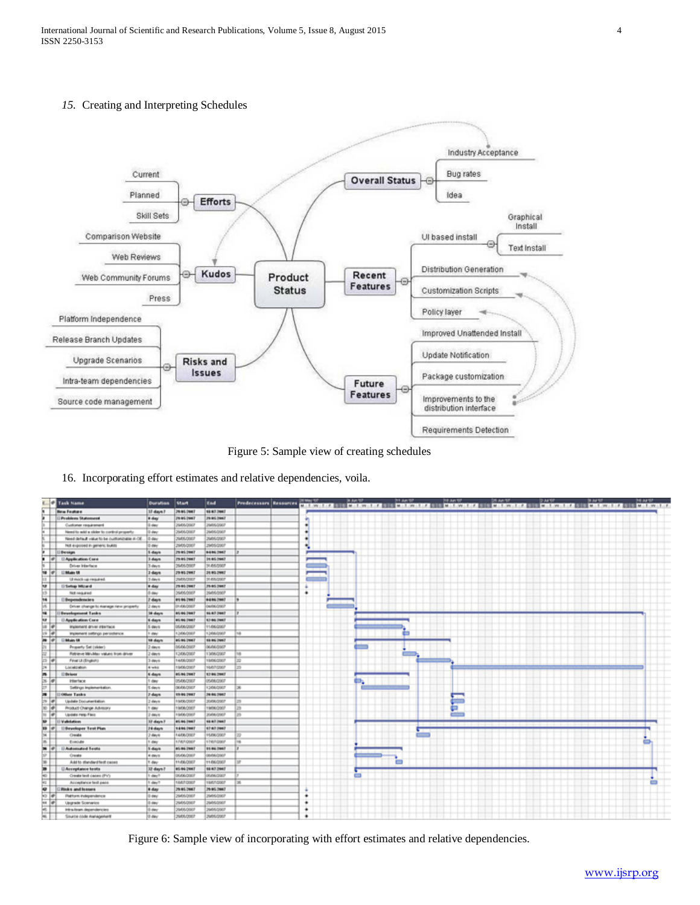*15.* Creating and Interpreting Schedules

Figure 5: Sample view of creating schedules

16. Incorporating effort estimates and relative dependencies, voila.

Figure 6: Sample view of incorporating with effort estimates and relative dependencies.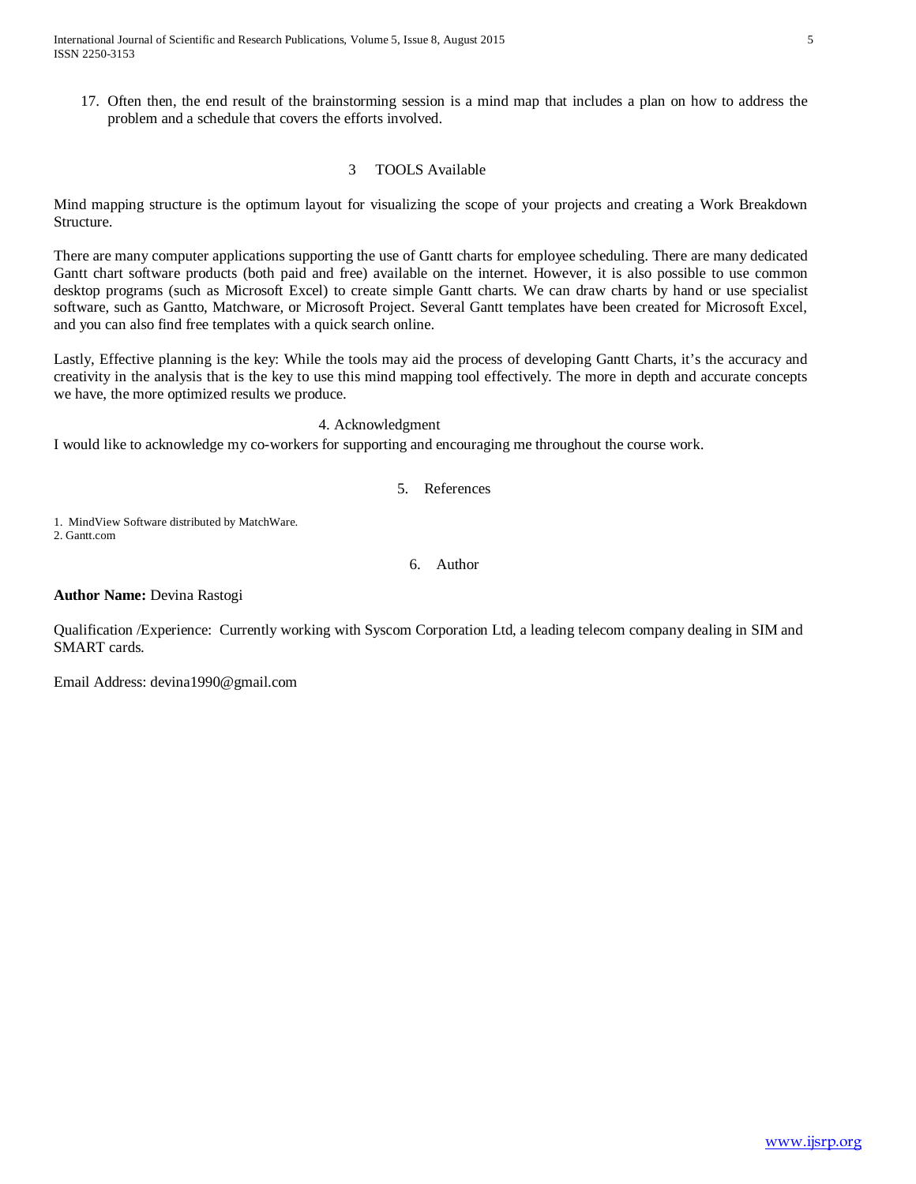17. Often then, the end result of the brainstorming session is a mind map that includes a plan on how to address the problem and a schedule that covers the efforts involved.

## 3 TOOLS Available

Mind mapping structure is the optimum layout for visualizing the scope of your projects and creating a Work Breakdown Structure.

There are many computer applications supporting the use of Gantt charts for employee scheduling. There are many dedicated Gantt chart software products (both paid and free) available on the internet. However, it is also possible to use common desktop programs (such as Microsoft Excel) to create simple Gantt charts. We can draw charts by hand or use specialist software, such as Gantto, Matchware, or Microsoft Project. Several Gantt templates have been created for Microsoft Excel, and you can also find free templates with a quick search online.

Lastly, Effective planning is the key: While the tools may aid the process of developing Gantt Charts, it's the accuracy and creativity in the analysis that is the key to use this mind mapping tool effectively. The more in depth and accurate concepts we have, the more optimized results we produce.

## 4. Acknowledgment

I would like to acknowledge my co-workers for supporting and encouraging me throughout the course work.

## 5. References

1. MindView Software distributed by MatchWare.
2. Gantt.com

## 6. Author

**Author Name:** Devina Rastogi

Qualification /Experience: Currently working with Syscom Corporation Ltd, a leading telecom company dealing in SIM and SMART cards.

Email Address: devina1990@gmail.com